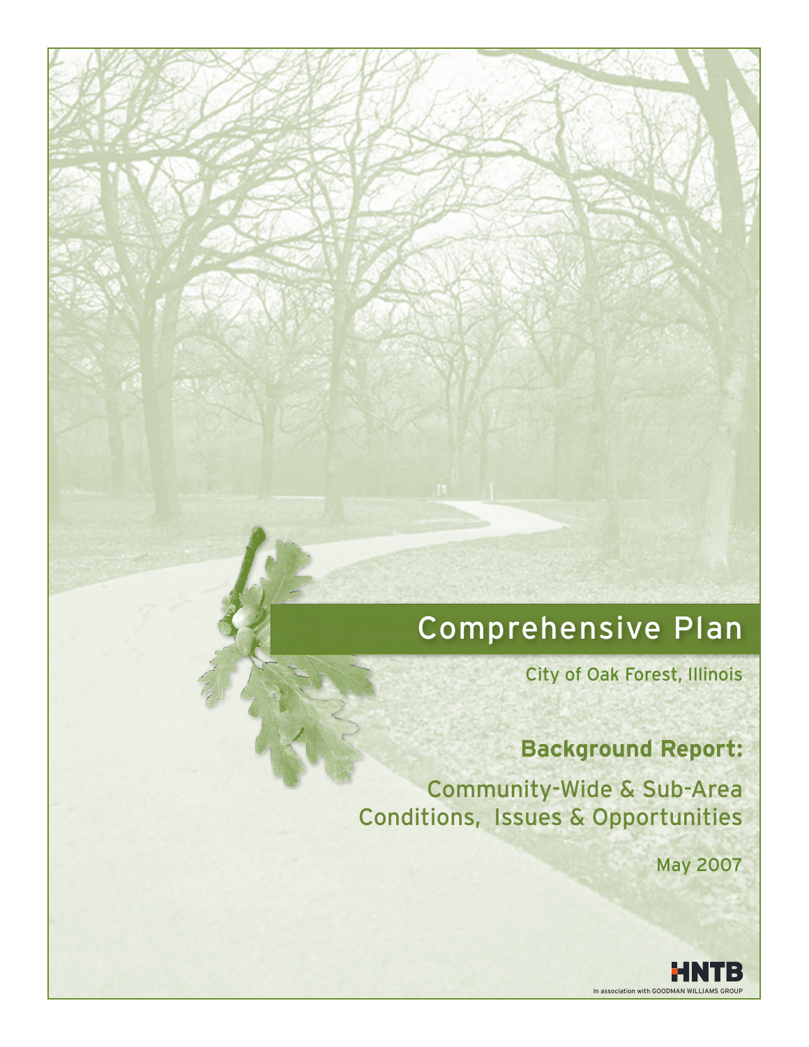# Comprehensive Plan

City of Oak Forest, Illinois

## Background Report:

Community-Wide & Sub-Area Conditions, Issues & Opportunities

May 2007

HNTB

In association with GOODMAN WILLIAMS GROUP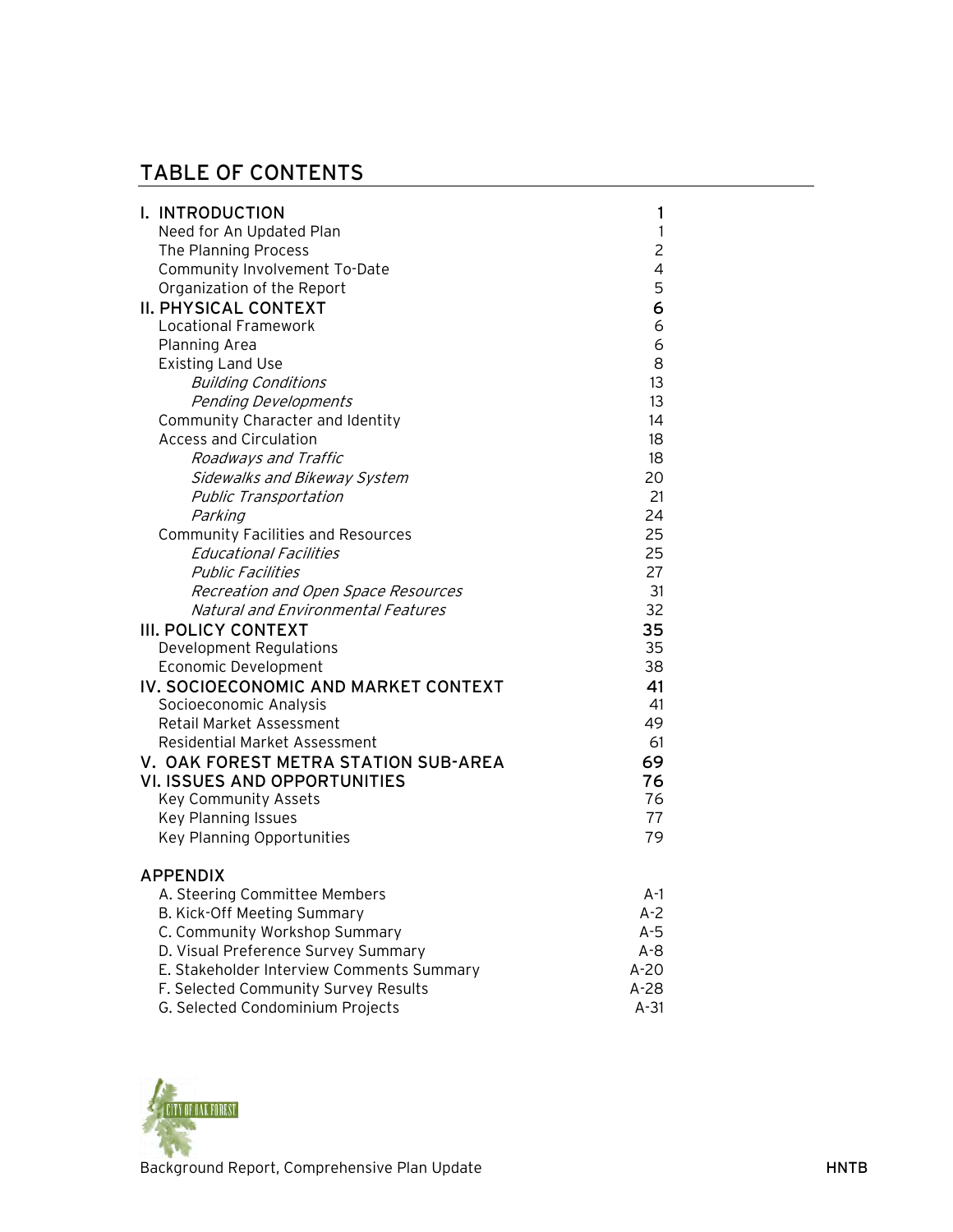# TABLE OF CONTENTS

| | |
|---|---|
| **I. INTRODUCTION** | **1** |
| Need for An Updated Plan | 1 |
| The Planning Process | 2 |
| Community Involvement To-Date | 4 |
| Organization of the Report | 5 |
| **II. PHYSICAL CONTEXT** | **6** |
| Locational Framework | 6 |
| Planning Area | 6 |
| Existing Land Use | 8 |
| *Building Conditions* | 13 |
| *Pending Developments* | 13 |
| Community Character and Identity | 14 |
| Access and Circulation | 18 |
| *Roadways and Traffic* | 18 |
| *Sidewalks and Bikeway System* | 20 |
| *Public Transportation* | 21 |
| *Parking* | 24 |
| Community Facilities and Resources | 25 |
| *Educational Facilities* | 25 |
| *Public Facilities* | 27 |
| *Recreation and Open Space Resources* | 31 |
| *Natural and Environmental Features* | 32 |
| **III. POLICY CONTEXT** | **35** |
| Development Regulations | 35 |
| Economic Development | 38 |
| **IV. SOCIOECONOMIC AND MARKET CONTEXT** | **41** |
| Socioeconomic Analysis | 41 |
| Retail Market Assessment | 49 |
| Residential Market Assessment | 61 |
| **V. OAK FOREST METRA STATION SUB-AREA** | **69** |
| **VI. ISSUES AND OPPORTUNITIES** | **76** |
| Key Community Assets | 76 |
| Key Planning Issues | 77 |
| Key Planning Opportunities | 79 |

## APPENDIX

| | |
|---|---|
| A. Steering Committee Members | A-1 |
| B. Kick-Off Meeting Summary | A-2 |
| C. Community Workshop Summary | A-5 |
| D. Visual Preference Survey Summary | A-8 |
| E. Stakeholder Interview Comments Summary | A-20 |
| F. Selected Community Survey Results | A-28 |
| G. Selected Condominium Projects | A-31 |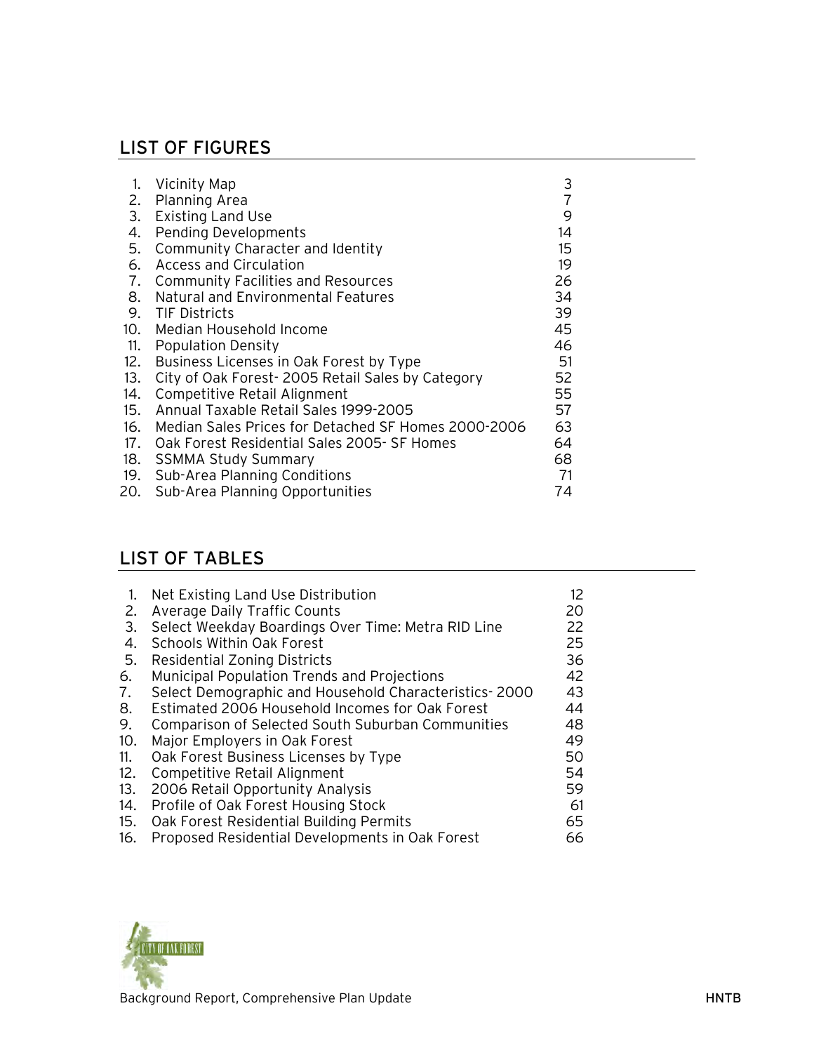## LIST OF FIGURES

| | | |
|---|---|---|
| 1. | Vicinity Map | 3 |
| 2. | Planning Area | 7 |
| 3. | Existing Land Use | 9 |
| 4. | Pending Developments | 14 |
| 5. | Community Character and Identity | 15 |
| 6. | Access and Circulation | 19 |
| 7. | Community Facilities and Resources | 26 |
| 8. | Natural and Environmental Features | 34 |
| 9. | TIF Districts | 39 |
| 10. | Median Household Income | 45 |
| 11. | Population Density | 46 |
| 12. | Business Licenses in Oak Forest by Type | 51 |
| 13. | City of Oak Forest- 2005 Retail Sales by Category | 52 |
| 14. | Competitive Retail Alignment | 55 |
| 15. | Annual Taxable Retail Sales 1999-2005 | 57 |
| 16. | Median Sales Prices for Detached SF Homes 2000-2006 | 63 |
| 17. | Oak Forest Residential Sales 2005- SF Homes | 64 |
| 18. | SSMMA Study Summary | 68 |
| 19. | Sub-Area Planning Conditions | 71 |
| 20. | Sub-Area Planning Opportunities | 74 |

## LIST OF TABLES

| | | |
|---|---|---|
| 1. | Net Existing Land Use Distribution | 12 |
| 2. | Average Daily Traffic Counts | 20 |
| 3. | Select Weekday Boardings Over Time: Metra RID Line | 22 |
| 4. | Schools Within Oak Forest | 25 |
| 5. | Residential Zoning Districts | 36 |
| 6. | Municipal Population Trends and Projections | 42 |
| 7. | Select Demographic and Household Characteristics- 2000 | 43 |
| 8. | Estimated 2006 Household Incomes for Oak Forest | 44 |
| 9. | Comparison of Selected South Suburban Communities | 48 |
| 10. | Major Employers in Oak Forest | 49 |
| 11. | Oak Forest Business Licenses by Type | 50 |
| 12. | Competitive Retail Alignment | 54 |
| 13. | 2006 Retail Opportunity Analysis | 59 |
| 14. | Profile of Oak Forest Housing Stock | 61 |
| 15. | Oak Forest Residential Building Permits | 65 |
| 16. | Proposed Residential Developments in Oak Forest | 66 |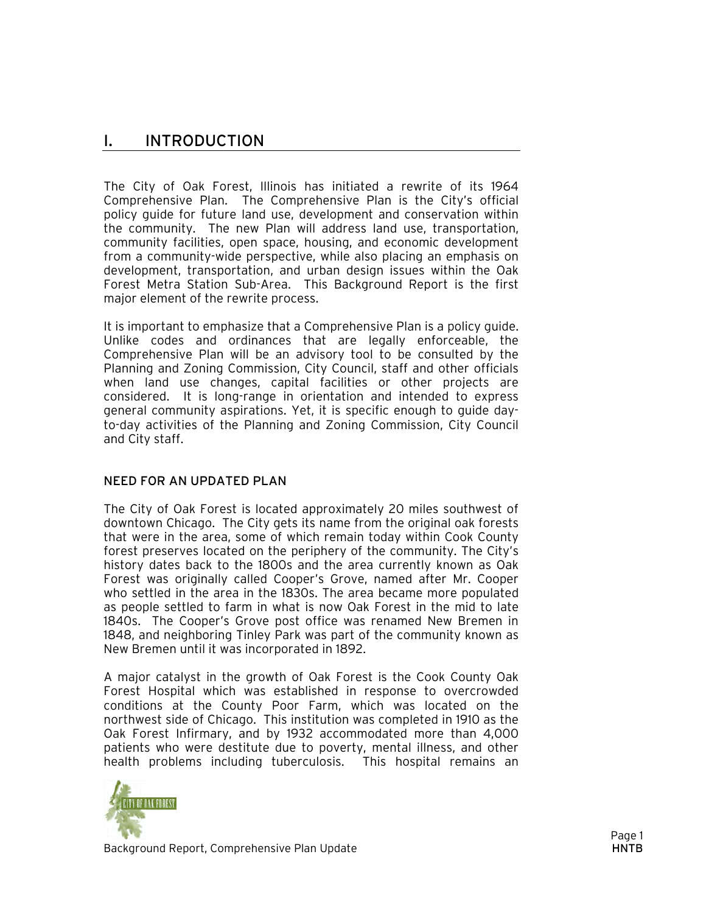# I. INTRODUCTION

The City of Oak Forest, Illinois has initiated a rewrite of its 1964 Comprehensive Plan. The Comprehensive Plan is the City's official policy guide for future land use, development and conservation within the community. The new Plan will address land use, transportation, community facilities, open space, housing, and economic development from a community-wide perspective, while also placing an emphasis on development, transportation, and urban design issues within the Oak Forest Metra Station Sub-Area. This Background Report is the first major element of the rewrite process.

It is important to emphasize that a Comprehensive Plan is a policy guide. Unlike codes and ordinances that are legally enforceable, the Comprehensive Plan will be an advisory tool to be consulted by the Planning and Zoning Commission, City Council, staff and other officials when land use changes, capital facilities or other projects are considered. It is long-range in orientation and intended to express general community aspirations. Yet, it is specific enough to guide day-to-day activities of the Planning and Zoning Commission, City Council and City staff.

## NEED FOR AN UPDATED PLAN

The City of Oak Forest is located approximately 20 miles southwest of downtown Chicago. The City gets its name from the original oak forests that were in the area, some of which remain today within Cook County forest preserves located on the periphery of the community. The City's history dates back to the 1800s and the area currently known as Oak Forest was originally called Cooper's Grove, named after Mr. Cooper who settled in the area in the 1830s. The area became more populated as people settled to farm in what is now Oak Forest in the mid to late 1840s. The Cooper's Grove post office was renamed New Bremen in 1848, and neighboring Tinley Park was part of the community known as New Bremen until it was incorporated in 1892.

A major catalyst in the growth of Oak Forest is the Cook County Oak Forest Hospital which was established in response to overcrowded conditions at the County Poor Farm, which was located on the northwest side of Chicago. This institution was completed in 1910 as the Oak Forest Infirmary, and by 1932 accommodated more than 4,000 patients who were destitute due to poverty, mental illness, and other health problems including tuberculosis. This hospital remains an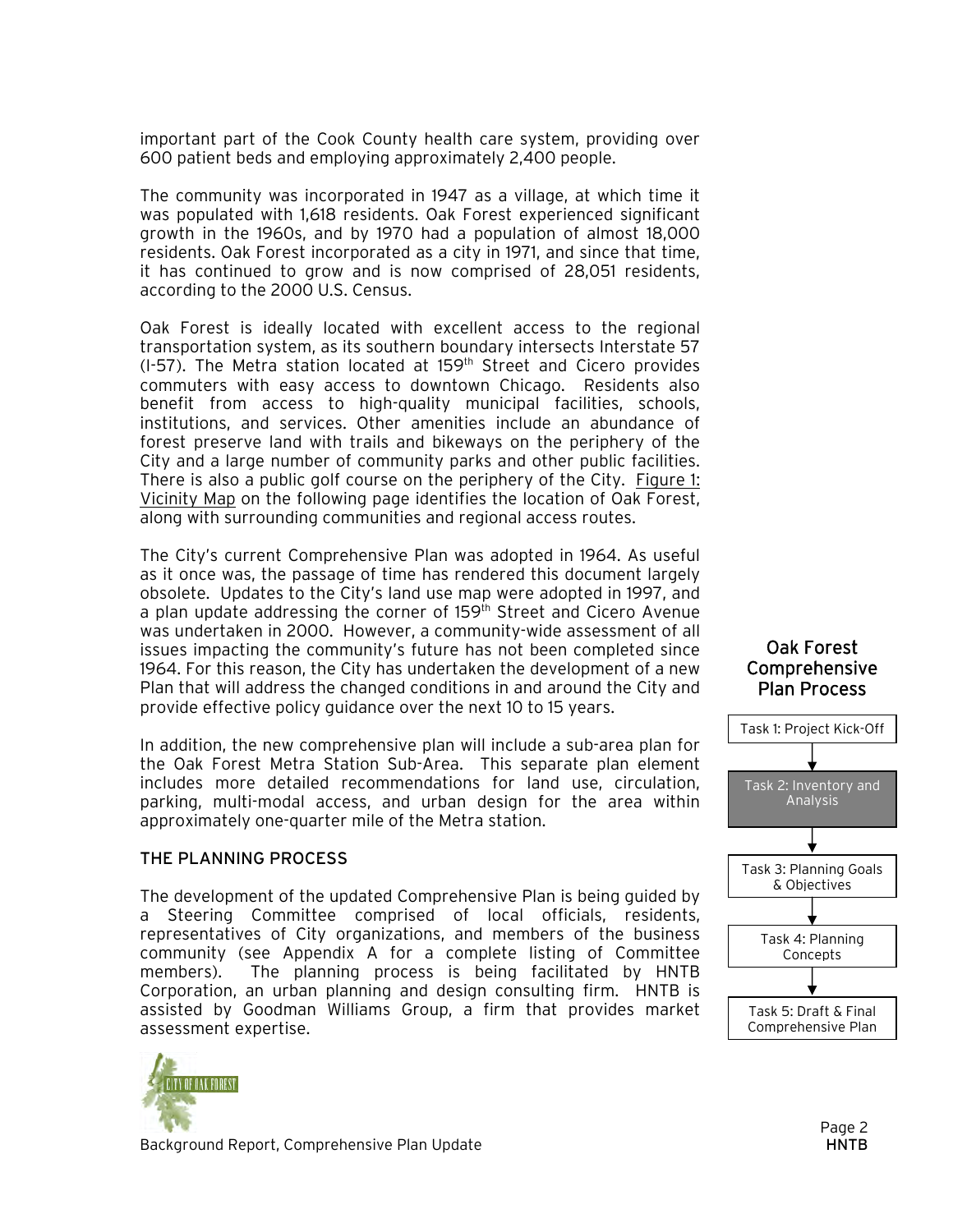important part of the Cook County health care system, providing over 600 patient beds and employing approximately 2,400 people.

The community was incorporated in 1947 as a village, at which time it was populated with 1,618 residents. Oak Forest experienced significant growth in the 1960s, and by 1970 had a population of almost 18,000 residents. Oak Forest incorporated as a city in 1971, and since that time, it has continued to grow and is now comprised of 28,051 residents, according to the 2000 U.S. Census.

Oak Forest is ideally located with excellent access to the regional transportation system, as its southern boundary intersects Interstate 57 (I-57). The Metra station located at 159th Street and Cicero provides commuters with easy access to downtown Chicago. Residents also benefit from access to high-quality municipal facilities, schools, institutions, and services. Other amenities include an abundance of forest preserve land with trails and bikeways on the periphery of the City and a large number of community parks and other public facilities. There is also a public golf course on the periphery of the City. Figure 1: Vicinity Map on the following page identifies the location of Oak Forest, along with surrounding communities and regional access routes.

The City's current Comprehensive Plan was adopted in 1964. As useful as it once was, the passage of time has rendered this document largely obsolete. Updates to the City's land use map were adopted in 1997, and a plan update addressing the corner of 159th Street and Cicero Avenue was undertaken in 2000. However, a community-wide assessment of all issues impacting the community's future has not been completed since 1964. For this reason, the City has undertaken the development of a new Plan that will address the changed conditions in and around the City and provide effective policy guidance over the next 10 to 15 years.

In addition, the new comprehensive plan will include a sub-area plan for the Oak Forest Metra Station Sub-Area. This separate plan element includes more detailed recommendations for land use, circulation, parking, multi-modal access, and urban design for the area within approximately one-quarter mile of the Metra station.

## THE PLANNING PROCESS

The development of the updated Comprehensive Plan is being guided by a Steering Committee comprised of local officials, residents, representatives of City organizations, and members of the business community (see Appendix A for a complete listing of Committee members). The planning process is being facilitated by HNTB Corporation, an urban planning and design consulting firm. HNTB is assisted by Goodman Williams Group, a firm that provides market assessment expertise.

**Oak Forest Comprehensive Plan Process**

- Task 1: Project Kick-Off
- Task 2: Inventory and Analysis
- Task 3: Planning Goals & Objectives
- Task 4: Planning Concepts
- Task 5: Draft & Final Comprehensive Plan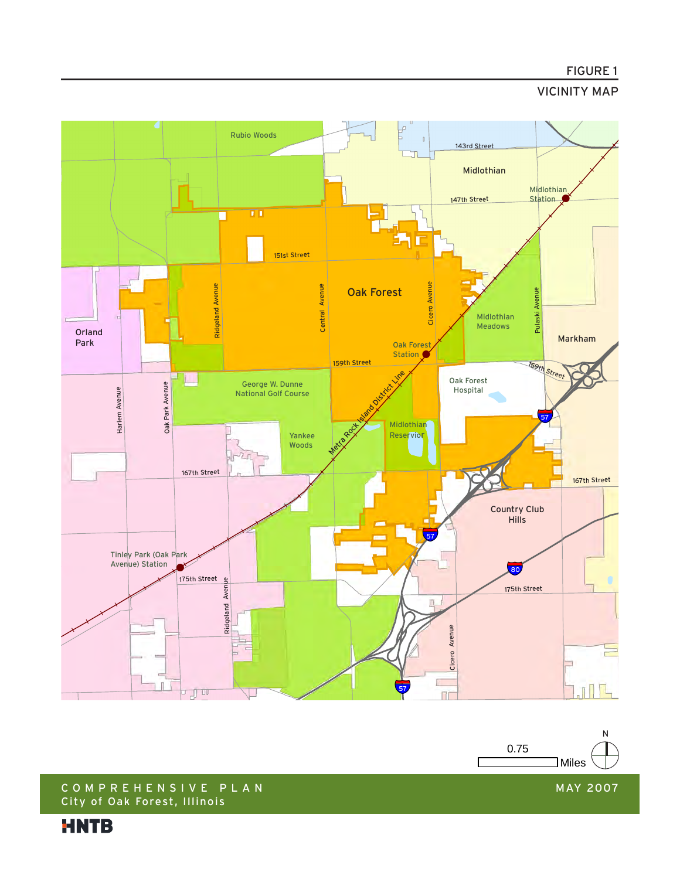# FIGURE 1

## VICINITY MAP

Rubio Woods

143rd Street

Midlothian

147th Street

Midlothian Station

151st Street

Oak Forest

Ridgeland Avenue

Central Avenue

Cicero Avenue

Pulaski Avenue

Midlothian Meadows

Markham

Orland Park

Oak Forest Station

159th Street

159th Street

Metra Rock Island District Line

George W. Dunne National Golf Course

Oak Forest Hospital

Harlem Avenue

Oak Park Avenue

Yankee Woods

Midlothian Reservior

57

167th Street

167th Street

Country Club Hills

57

Tinley Park (Oak Park Avenue) Station

80

175th Street

175th Street

Ridgeland Avenue

Cicero Avenue

57

0.75 Miles

N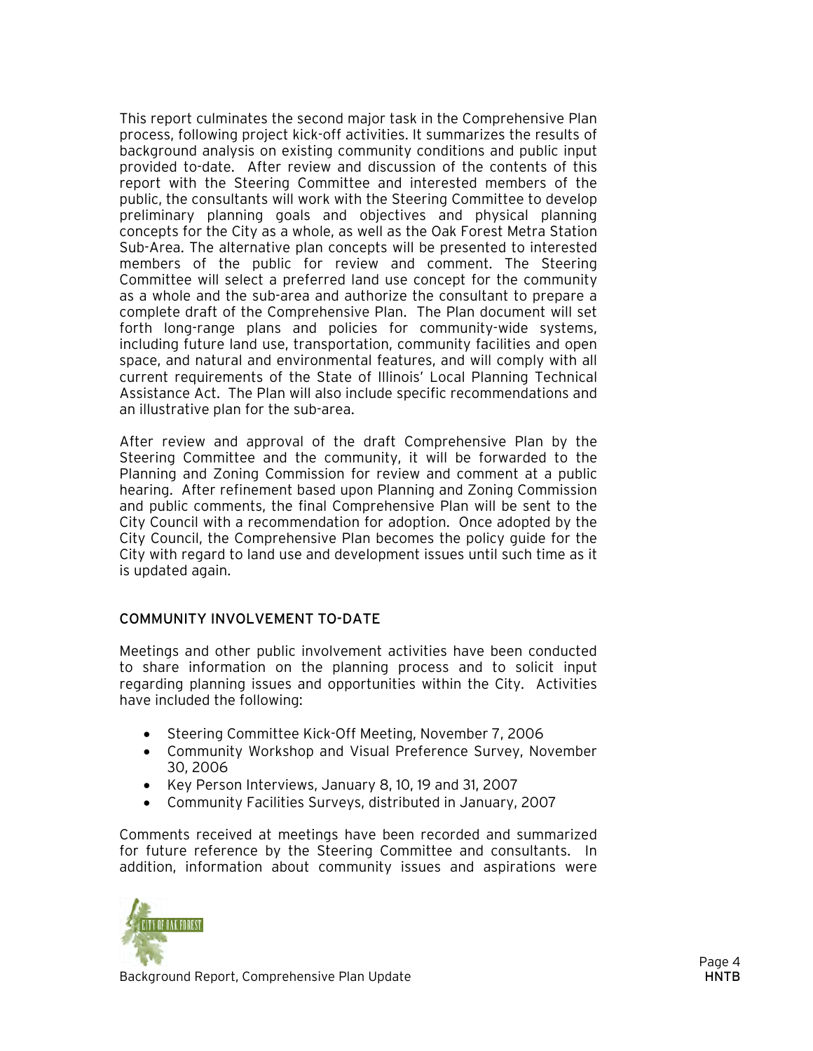This report culminates the second major task in the Comprehensive Plan process, following project kick-off activities. It summarizes the results of background analysis on existing community conditions and public input provided to-date. After review and discussion of the contents of this report with the Steering Committee and interested members of the public, the consultants will work with the Steering Committee to develop preliminary planning goals and objectives and physical planning concepts for the City as a whole, as well as the Oak Forest Metra Station Sub-Area. The alternative plan concepts will be presented to interested members of the public for review and comment. The Steering Committee will select a preferred land use concept for the community as a whole and the sub-area and authorize the consultant to prepare a complete draft of the Comprehensive Plan. The Plan document will set forth long-range plans and policies for community-wide systems, including future land use, transportation, community facilities and open space, and natural and environmental features, and will comply with all current requirements of the State of Illinois' Local Planning Technical Assistance Act. The Plan will also include specific recommendations and an illustrative plan for the sub-area.

After review and approval of the draft Comprehensive Plan by the Steering Committee and the community, it will be forwarded to the Planning and Zoning Commission for review and comment at a public hearing. After refinement based upon Planning and Zoning Commission and public comments, the final Comprehensive Plan will be sent to the City Council with a recommendation for adoption. Once adopted by the City Council, the Comprehensive Plan becomes the policy guide for the City with regard to land use and development issues until such time as it is updated again.

## COMMUNITY INVOLVEMENT TO-DATE

Meetings and other public involvement activities have been conducted to share information on the planning process and to solicit input regarding planning issues and opportunities within the City. Activities have included the following:

- Steering Committee Kick-Off Meeting, November 7, 2006
- Community Workshop and Visual Preference Survey, November 30, 2006
- Key Person Interviews, January 8, 10, 19 and 31, 2007
- Community Facilities Surveys, distributed in January, 2007

Comments received at meetings have been recorded and summarized for future reference by the Steering Committee and consultants. In addition, information about community issues and aspirations were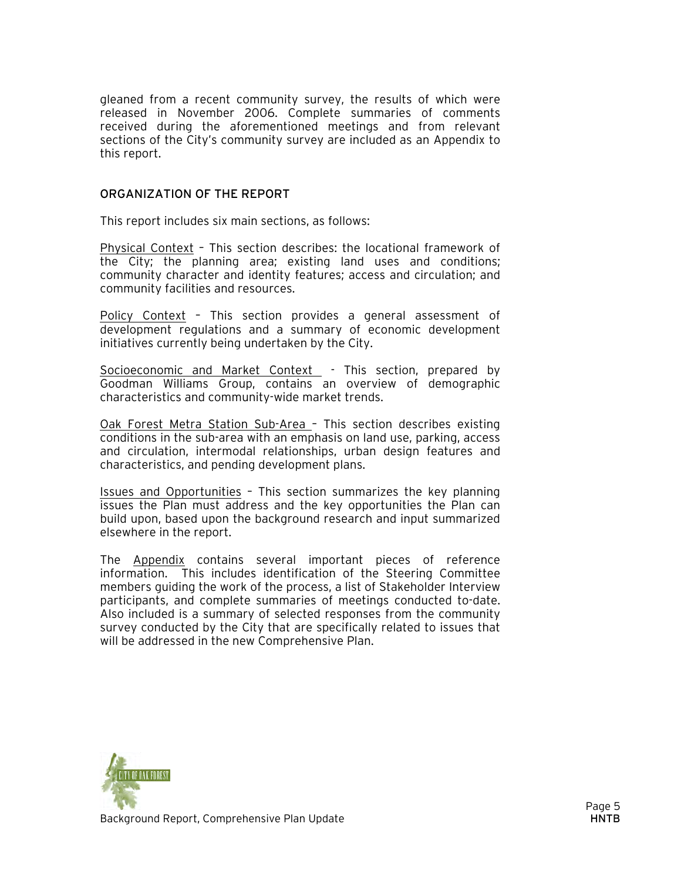gleaned from a recent community survey, the results of which were released in November 2006. Complete summaries of comments received during the aforementioned meetings and from relevant sections of the City's community survey are included as an Appendix to this report.

### ORGANIZATION OF THE REPORT

This report includes six main sections, as follows:

Physical Context – This section describes: the locational framework of the City; the planning area; existing land uses and conditions; community character and identity features; access and circulation; and community facilities and resources.

Policy Context – This section provides a general assessment of development regulations and a summary of economic development initiatives currently being undertaken by the City.

Socioeconomic and Market Context - This section, prepared by Goodman Williams Group, contains an overview of demographic characteristics and community-wide market trends.

Oak Forest Metra Station Sub-Area – This section describes existing conditions in the sub-area with an emphasis on land use, parking, access and circulation, intermodal relationships, urban design features and characteristics, and pending development plans.

Issues and Opportunities – This section summarizes the key planning issues the Plan must address and the key opportunities the Plan can build upon, based upon the background research and input summarized elsewhere in the report.

The Appendix contains several important pieces of reference information. This includes identification of the Steering Committee members guiding the work of the process, a list of Stakeholder Interview participants, and complete summaries of meetings conducted to-date. Also included is a summary of selected responses from the community survey conducted by the City that are specifically related to issues that will be addressed in the new Comprehensive Plan.